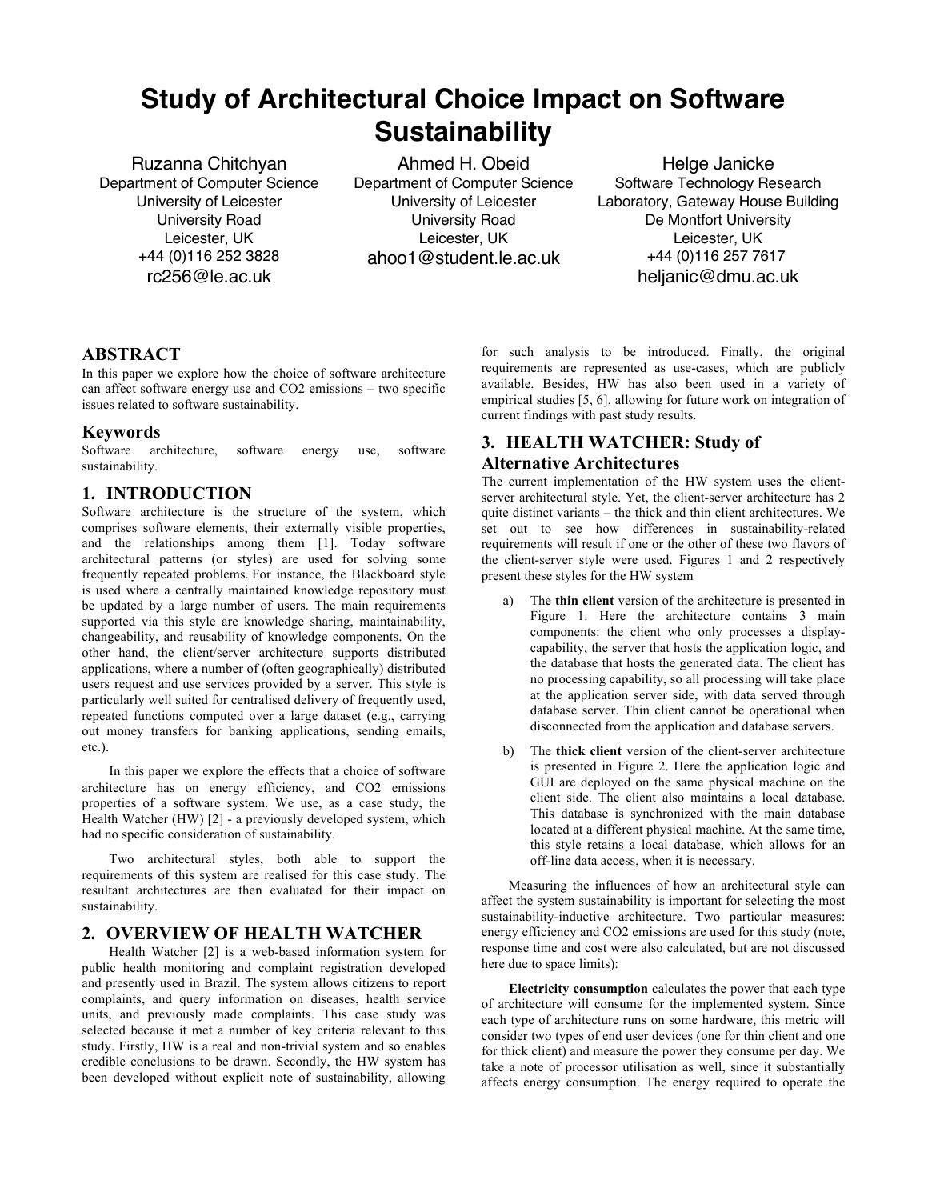# Study of Architectural Choice Impact on Software Sustainability

Ruzanna Chitchyan
Department of Computer Science
University of Leicester
University Road
Leicester, UK
+44 (0)116 252 3828
rc256@le.ac.uk

Ahmed H. Obeid
Department of Computer Science
University of Leicester
University Road
Leicester, UK
ahoo1@student.le.ac.uk

Helge Janicke
Software Technology Research Laboratory, Gateway House Building
De Montfort University
Leicester, UK
+44 (0)116 257 7617
heljanic@dmu.ac.uk

## ABSTRACT

In this paper we explore how the choice of software architecture can affect software energy use and CO2 emissions – two specific issues related to software sustainability.

### Keywords

Software architecture, software energy use, software sustainability.

## 1. INTRODUCTION

Software architecture is the structure of the system, which comprises software elements, their externally visible properties, and the relationships among them [1]. Today software architectural patterns (or styles) are used for solving some frequently repeated problems. For instance, the Blackboard style is used where a centrally maintained knowledge repository must be updated by a large number of users. The main requirements supported via this style are knowledge sharing, maintainability, changeability, and reusability of knowledge components. On the other hand, the client/server architecture supports distributed applications, where a number of (often geographically) distributed users request and use services provided by a server. This style is particularly well suited for centralised delivery of frequently used, repeated functions computed over a large dataset (e.g., carrying out money transfers for banking applications, sending emails, etc.).

In this paper we explore the effects that a choice of software architecture has on energy efficiency, and CO2 emissions properties of a software system. We use, as a case study, the Health Watcher (HW) [2] - a previously developed system, which had no specific consideration of sustainability.

Two architectural styles, both able to support the requirements of this system are realised for this case study. The resultant architectures are then evaluated for their impact on sustainability.

## 2. OVERVIEW OF HEALTH WATCHER

Health Watcher [2] is a web-based information system for public health monitoring and complaint registration developed and presently used in Brazil. The system allows citizens to report complaints, and query information on diseases, health service units, and previously made complaints. This case study was selected because it met a number of key criteria relevant to this study. Firstly, HW is a real and non-trivial system and so enables credible conclusions to be drawn. Secondly, the HW system has been developed without explicit note of sustainability, allowing for such analysis to be introduced. Finally, the original requirements are represented as use-cases, which are publicly available. Besides, HW has also been used in a variety of empirical studies [5, 6], allowing for future work on integration of current findings with past study results.

## 3. HEALTH WATCHER: Study of Alternative Architectures

The current implementation of the HW system uses the client-server architectural style. Yet, the client-server architecture has 2 quite distinct variants – the thick and thin client architectures. We set out to see how differences in sustainability-related requirements will result if one or the other these two flavors of the client-server style were used. Figures 1 and 2 respectively present these styles for the HW system

a) The **thin client** version of the architecture is presented in Figure 1. Here the architecture contains 3 main components: the client who only processes a display-capability, the server that hosts the application logic, and the database that hosts the generated data. The client has no processing capability, so all processing will take place at the application server side, with data served through database server. Thin client cannot be operational when disconnected from the application and database servers.

b) The **thick client** version of the client-server architecture is presented in Figure 2. Here the application logic and GUI are deployed on the same physical machine on the client side. The client also maintains a local database. This database is synchronized with the main database located at a different physical machine. At the same time, this style retains a local database, which allows for an off-line data access, when it is necessary.

Measuring the influences of how an architectural style can affect the system sustainability is important for selecting the most sustainability-inductive architecture. Two particular measures: energy efficiency and CO2 emissions are used for this study (note, response time and cost were also calculated, but are not discussed here due to space limits):

**Electricity consumption** calculates the power that each type of architecture will consume for the implemented system. Since each type of architecture runs on some hardware, this metric will consider two types of end user devices (one for thin client and one for thick client) and measure the power they consume per day. We take a note of processor utilisation as well, since it substantially affects energy consumption. The energy required to operate the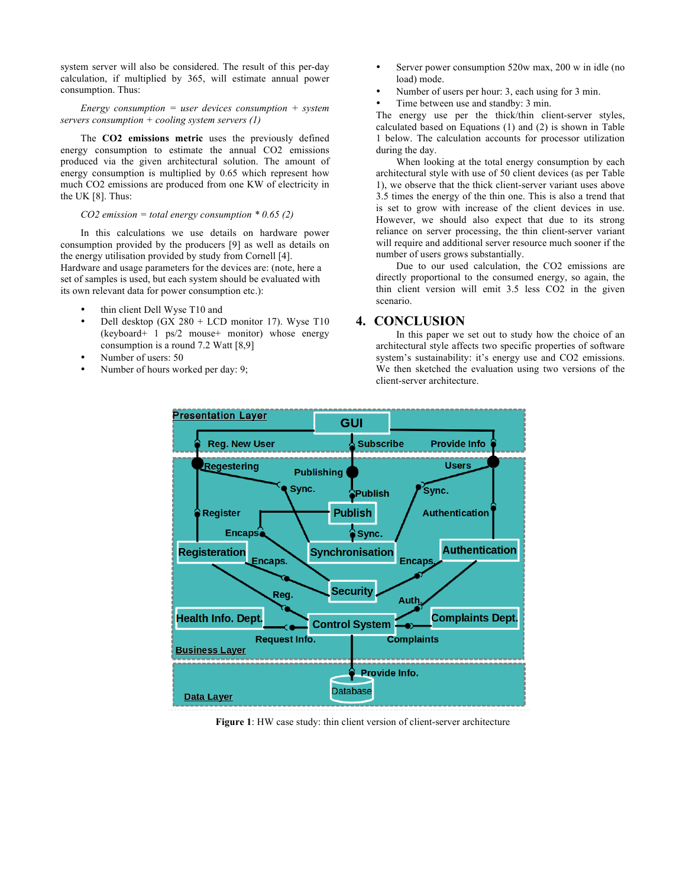system server will also be considered. The result of this per-day calculation, if multiplied by 365, will estimate annual power consumption. Thus:

*Energy consumption = user devices consumption + system servers consumption + cooling system servers (1)*

The **$CO_2$ emissions metric** uses the previously defined energy consumption to estimate the annual $CO_2$ emissions produced via the given architectural solution. The amount of energy consumption is multiplied by 0.65 which represent how much $CO_2$ emissions are produced from one KW of electricity in the UK [8]. Thus:

*$CO_2$ emission = total energy consumption * 0.65 (2)*

In this calculations we use details on hardware power consumption provided by the producers [9] as well as details on the energy utilisation provided by study from Cornell [4]. Hardware and usage parameters for the devices are: (note, here a set of samples is used, but each system should be evaluated with its own relevant data for power consumption etc.):

- thin client Dell Wyse T10 and
- Dell desktop (GX 280 + LCD monitor 17). Wyse T10 (keyboard+ 1 ps/2 mouse+ monitor) whose energy consumption is a round 7.2 Watt [8,9]
- Number of users: 50
- Number of hours worked per day: 9;
- Server power consumption 520w max, 200 w in idle (no load) mode.
- Number of users per hour: 3, each using for 3 min.
- Time between use and standby: 3 min.

The energy use per the thick/thin client-server styles, calculated based on Equations (1) and (2) is shown in Table 1 below. The calculation accounts for processor utilization during the day.

When looking at the total energy consumption by each architectural style with use of 50 client devices (as per Table 1), we observe that the thick client-server variant uses above 3.5 times the energy of the thin one. This is also a trend that is set to grow with increase of the client devices in use. However, we should also expect that due to its strong reliance on server processing, the thin client-server variant will require and additional server resource much sooner if the number of users grows substantially.

Due to our used calculation, the $CO_2$ emissions are directly proportional to the consumed energy, so again, the thin client version will emit 3.5 less $CO_2$ in the given scenario.

# 4. CONCLUSION

In this paper we set out to study how the choice of an architectural style affects two specific properties of software system's sustainability: it's energy use and $CO_2$ emissions. We then sketched the evaluation using two versions of the client-server architecture.

**Figure 1**: HW case study: thin client version of client-server architecture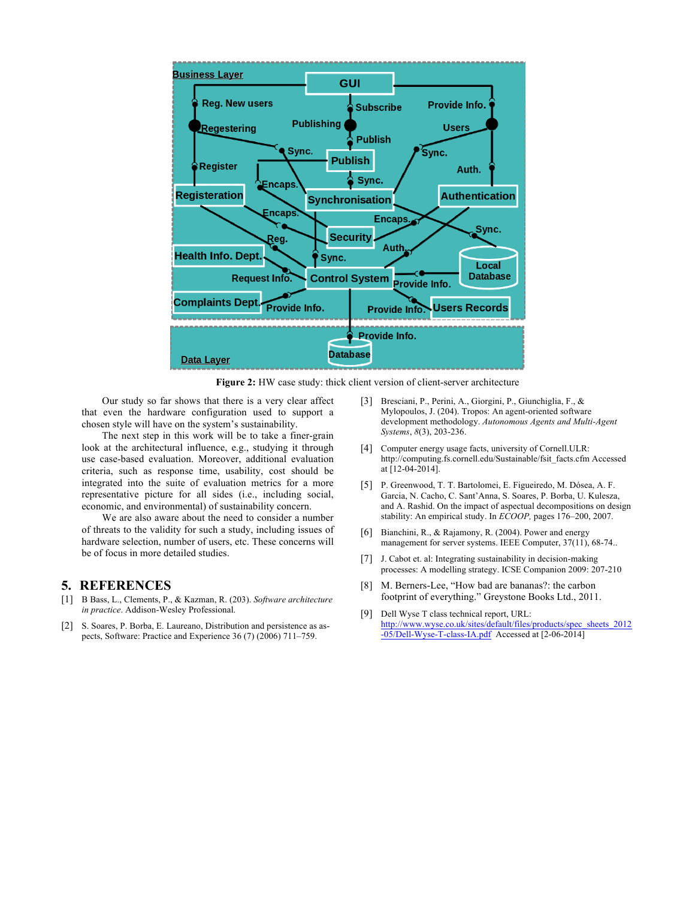**Figure 2:** HW case study: thick client version of client-server architecture

Our study so far shows that there is a very clear affect that even the hardware configuration used to support a chosen style will have on the system's sustainability.

The next step in this work will be to take a finer-grain look at the architectural influence, e.g., studying it through use case-based evaluation. Moreover, additional evaluation criteria, such as response time, usability, cost should be integrated into the suite of evaluation metrics for a more representative picture for all sides (i.e., including social, economic, and environmental) of sustainability concern.

We are also aware about the need to consider a number of threats to the validity for such a study, including issues of hardware selection, number of users, etc. These concerns will be of focus in more detailed studies.

## 5. REFERENCES

[1] B Bass, L., Clements, P., & Kazman, R. (203). *Software architecture in practice*. Addison-Wesley Professional.

[2] S. Soares, P. Borba, E. Laureano, Distribution and persistence as aspects, Software: Practice and Experience 36 (7) (2006) 711–759.

[3] Bresciani, P., Perini, A., Giorgini, P., Giunchiglia, F., & Mylopoulos, J. (204). Tropos: An agent-oriented software development methodology. *Autonomous Agents and Multi-Agent Systems*, *8*(3), 203-236.

[4] Computer energy usage facts, university of Cornell.ULR: http://computing.fs.cornell.edu/Sustainable/fsit_facts.cfm Accessed at [12-04-2014].

[5] P. Greenwood, T. T. Bartolomei, E. Figueiredo, M. Dósea, A. F. Garcia, N. Cacho, C. Sant'Anna, S. Soares, P. Borba, U. Kulesza, and A. Rashid. On the impact of aspectual decompositions on design stability: An empirical study. In *ECOOP,* pages 176–200, 2007.

[6] Bianchini, R., & Rajamony, R. (2004). Power and energy management for server systems. IEEE Computer, 37(11), 68-74..

[7] J. Cabot et. al: Integrating sustainability in decision-making processes: A modelling strategy. ICSE Companion 2009: 207-210

[8] M. Berners-Lee, "How bad are bananas?: the carbon footprint of everything." Greystone Books Ltd., 2011.

[9] Dell Wyse T class technical report, URL: http://www.wyse.co.uk/sites/default/files/products/spec_sheets_2012-05/Dell-Wyse-T-class-IA.pdf Accessed at [2-06-2014]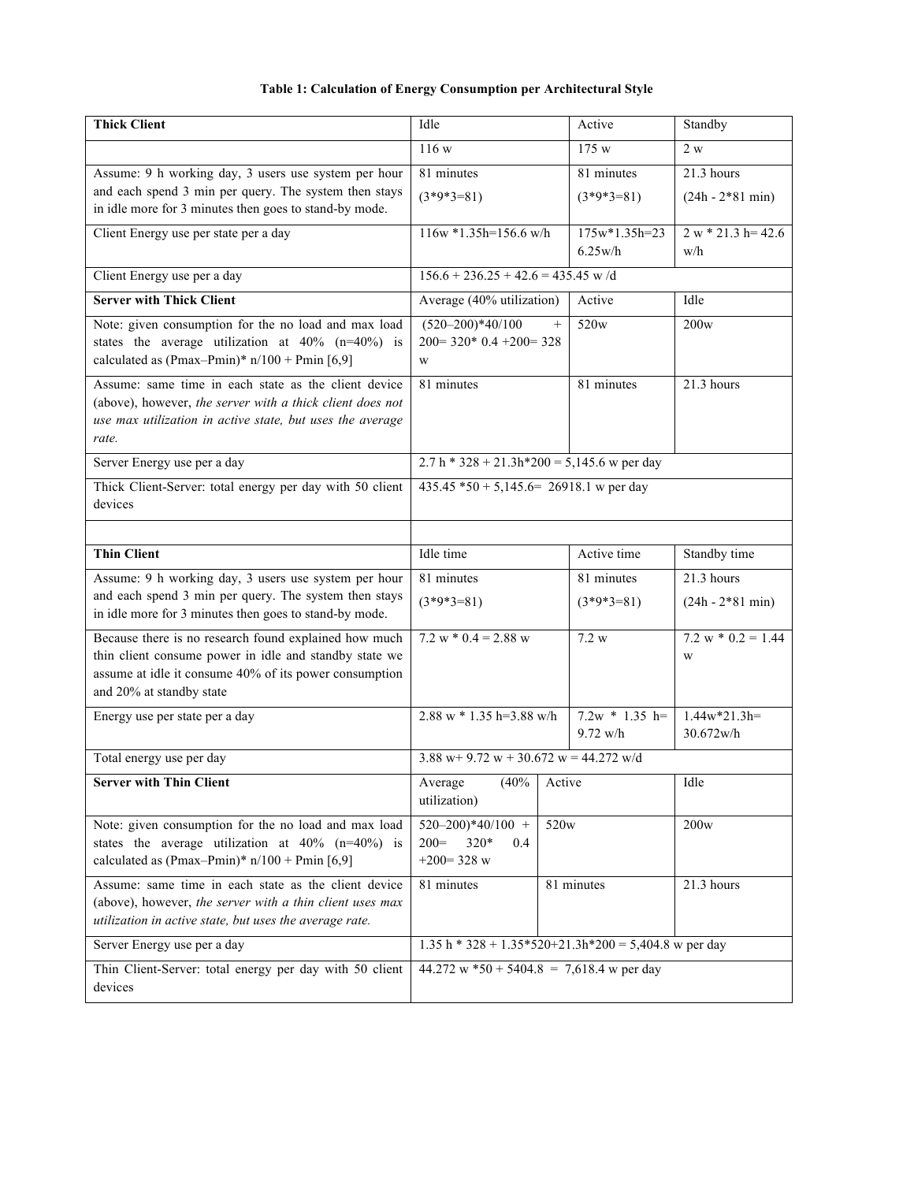**Table 1: Calculation of Energy Consumption per Architectural Style**

| | | | |
|---|---|---|---|
| **Thick Client** | Idle | Active | Standby |
| | 116 w | 175 w | 2 w |
| Assume: 9 h working day, 3 users use system per hour and each spend 3 min per query. The system then stays in idle more for 3 minutes then goes to stand-by mode. | 81 minutes (3*9*3=81) | 81 minutes (3*9*3=81) | 21.3 hours (24h - 2*81 min) |
| Client Energy use per state per a day | 116w *1.35h=156.6 w/h | 175w*1.35h=236.25w/h | 2 w * 21.3 h= 42.6 w/h |
| Client Energy use per a day | 156.6 + 236.25 + 42.6 = 435.45 w /d | | |
| **Server with Thick Client** | Average (40% utilization) | Active | Idle |
| Note: given consumption for the no load and max load states the average utilization at 40% (n=40%) is calculated as (Pmax–Pmin)* n/100 + Pmin [6,9] | (520–200)*40/100 + 200= 320* 0.4 +200= 328 w | 520w | 200w |
| Assume: same time in each state as the client device (above), however, *the server with a thick client does not use max utilization in active state, but uses the average rate.* | 81 minutes | 81 minutes | 21.3 hours |
| Server Energy use per a day | 2.7 h * 328 + 21.3h*200 = 5,145.6 w per day | | |
| Thick Client-Server: total energy per day with 50 client devices | 435.45 *50 + 5,145.6= 26918.1 w per day | | |
| | | | |
| **Thin Client** | Idle time | Active time | Standby time |
| Assume: 9 h working day, 3 users use system per hour and each spend 3 min per query. The system then stays in idle more for 3 minutes then goes to stand-by mode. | 81 minutes (3*9*3=81) | 81 minutes (3*9*3=81) | 21.3 hours (24h - 2*81 min) |
| Because there is no research found explained how much thin client consume power in idle and standby state we assume at idle it consume 40% of its power consumption and 20% at standby state | 7.2 w * 0.4 = 2.88 w | 7.2 w | 7.2 w * 0.2 = 1.44 w |
| Energy use per state per a day | 2.88 w * 1.35 h=3.88 w/h | 7.2w * 1.35 h= 9.72 w/h | 1.44w*21.3h= 30.672w/h |
| Total energy use per day | 3.88 w+ 9.72 w + 30.672 w = 44.272 w/d | | |
| **Server with Thin Client** | Average (40% utilization) | Active | Idle |
| Note: given consumption for the no load and max load states the average utilization at 40% (n=40%) is calculated as (Pmax–Pmin)* n/100 + Pmin [6,9] | 520–200)*40/100 + 200= 320* 0.4 +200= 328 w | 520w | 200w |
| Assume: same time in each state as the client device (above), however, *the server with a thin client uses max utilization in active state, but uses the average rate.* | 81 minutes | 81 minutes | 21.3 hours |
| Server Energy use per a day | 1.35 h * 328 + 1.35*520+21.3h*200 = 5,404.8 w per day | | |
| Thin Client-Server: total energy per day with 50 client devices | 44.272 w *50 + 5404.8 = 7,618.4 w per day | | |